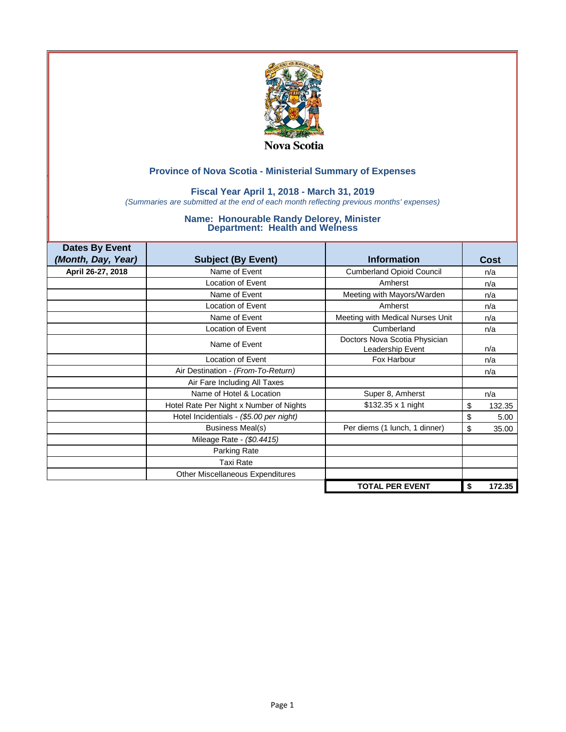Nova Scotia

## Province of Nova Scotia - Ministerial Summary of Expenses

### Fiscal Year April 1, 2018 - March 31, 2019

*(Summaries are submitted at the end of each month reflecting previous months' expenses)*

### Name: Honourable Randy Delorey, Minister
### Department: Health and Welness

| Dates By Event *(Month, Day, Year)* | Subject (By Event) | Information | Cost |
|---|---|---|---|
| **April 26-27, 2018** | Name of Event | Cumberland Opioid Council | n/a |
| | Location of Event | Amherst | n/a |
| | Name of Event | Meeting with Mayors/Warden | n/a |
| | Location of Event | Amherst | n/a |
| | Name of Event | Meeting with Medical Nurses Unit | n/a |
| | Location of Event | Cumberland | n/a |
| | Name of Event | Doctors Nova Scotia Physician Leadership Event | n/a |
| | Location of Event | Fox Harbour | n/a |
| | Air Destination - *(From-To-Return)* | | n/a |
| | Air Fare Including All Taxes | | |
| | Name of Hotel & Location | Super 8, Amherst | n/a |
| | Hotel Rate Per Night x Number of Nights | $132.35 x 1 night | $ 132.35 |
| | Hotel Incidentials - *($5.00 per night)* | | $ 5.00 |
| | Business Meal(s) | Per diems (1 lunch, 1 dinner) | $ 35.00 |
| | Mileage Rate - *($0.4415)* | | |
| | Parking Rate | | |
| | Taxi Rate | | |
| | Other Miscellaneous Expenditures | | |
| | | **TOTAL PER EVENT** | **$ 172.35** |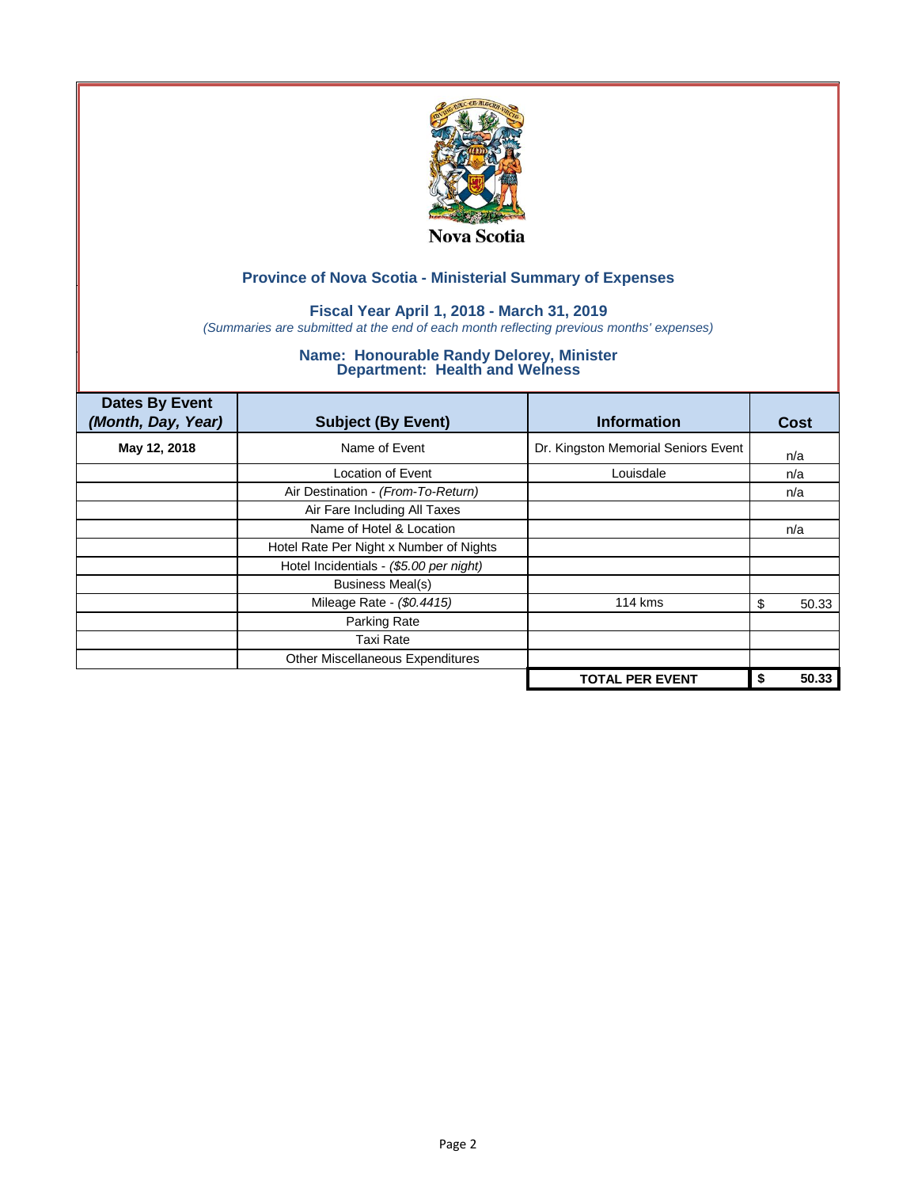Nova Scotia

## Province of Nova Scotia - Ministerial Summary of Expenses

### Fiscal Year April 1, 2018 - March 31, 2019

*(Summaries are submitted at the end of each month reflecting previous months' expenses)*

### Name: Honourable Randy Delorey, Minister
### Department: Health and Welness

| Dates By Event *(Month, Day, Year)* | Subject (By Event) | Information | Cost |
|---|---|---|---|
| **May 12, 2018** | Name of Event | Dr. Kingston Memorial Seniors Event | n/a |
| | Location of Event | Louisdale | n/a |
| | Air Destination - *(From-To-Return)* | | n/a |
| | Air Fare Including All Taxes | | |
| | Name of Hotel & Location | | n/a |
| | Hotel Rate Per Night x Number of Nights | | |
| | Hotel Incidentials - *($5.00 per night)* | | |
| | Business Meal(s) | | |
| | Mileage Rate - *($0.4415)* | 114 kms | $ 50.33 |
| | Parking Rate | | |
| | Taxi Rate | | |
| | Other Miscellaneous Expenditures | | |
| | | **TOTAL PER EVENT** | **$ 50.33** |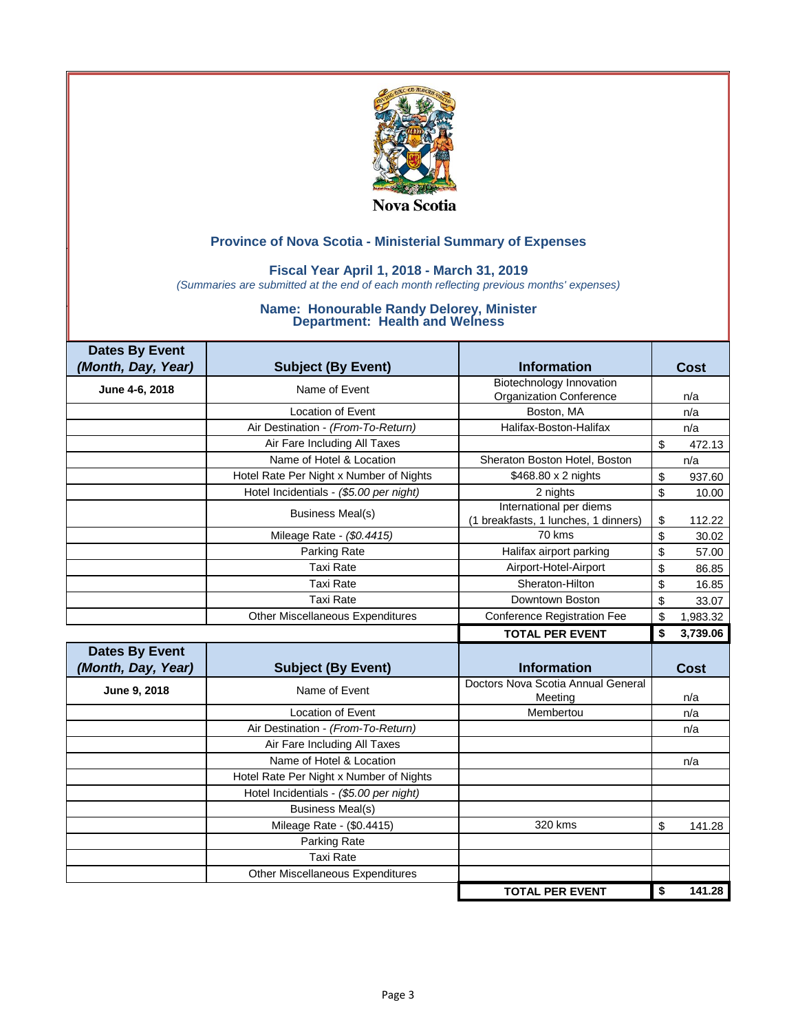Nova Scotia

## Province of Nova Scotia - Ministerial Summary of Expenses

### Fiscal Year April 1, 2018 - March 31, 2019

*(Summaries are submitted at the end of each month reflecting previous months' expenses)*

### Name: Honourable Randy Delorey, Minister
### Department: Health and Welness

| Dates By Event *(Month, Day, Year)* | Subject (By Event) | Information | Cost |
|---|---|---|---|
| **June 4-6, 2018** | Name of Event | Biotechnology Innovation Organization Conference | n/a |
| | Location of Event | Boston, MA | n/a |
| | Air Destination - *(From-To-Return)* | Halifax-Boston-Halifax | n/a |
| | Air Fare Including All Taxes | | $ 472.13 |
| | Name of Hotel & Location | Sheraton Boston Hotel, Boston | n/a |
| | Hotel Rate Per Night x Number of Nights | $468.80 x 2 nights | $ 937.60 |
| | Hotel Incidentials - *($5.00 per night)* | 2 nights | $ 10.00 |
| | Business Meal(s) | International per diems (1 breakfasts, 1 lunches, 1 dinners) | $ 112.22 |
| | Mileage Rate - *($0.4415)* | 70 kms | $ 30.02 |
| | Parking Rate | Halifax airport parking | $ 57.00 |
| | Taxi Rate | Airport-Hotel-Airport | $ 86.85 |
| | Taxi Rate | Sheraton-Hilton | $ 16.85 |
| | Taxi Rate | Downtown Boston | $ 33.07 |
| | Other Miscellaneous Expenditures | Conference Registration Fee | $ 1,983.32 |
| | | **TOTAL PER EVENT** | **$ 3,739.06** |

| Dates By Event *(Month, Day, Year)* | Subject (By Event) | Information | Cost |
|---|---|---|---|
| **June 9, 2018** | Name of Event | Doctors Nova Scotia Annual General Meeting | n/a |
| | Location of Event | Membertou | n/a |
| | Air Destination - *(From-To-Return)* | | n/a |
| | Air Fare Including All Taxes | | |
| | Name of Hotel & Location | | n/a |
| | Hotel Rate Per Night x Number of Nights | | |
| | Hotel Incidentials - *($5.00 per night)* | | |
| | Business Meal(s) | | |
| | Mileage Rate - ($0.4415) | 320 kms | $ 141.28 |
| | Parking Rate | | |
| | Taxi Rate | | |
| | Other Miscellaneous Expenditures | | |
| | | **TOTAL PER EVENT** | **$ 141.28** |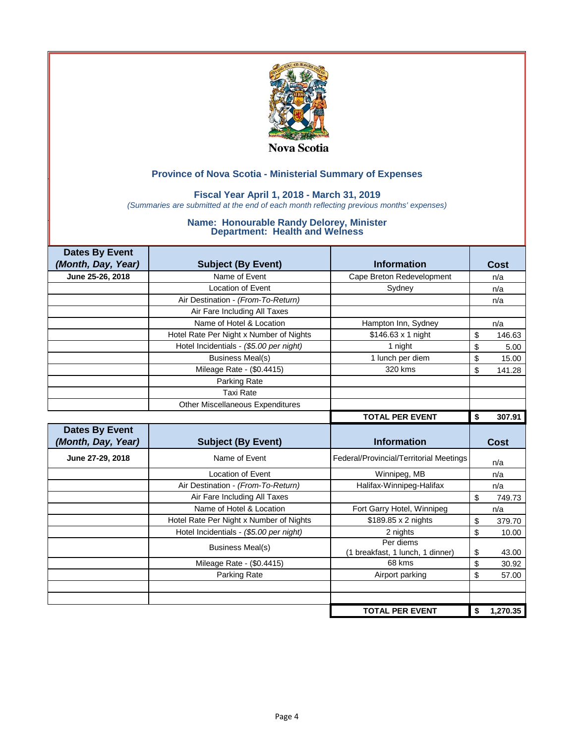Nova Scotia

## Province of Nova Scotia - Ministerial Summary of Expenses

### Fiscal Year April 1, 2018 - March 31, 2019

*(Summaries are submitted at the end of each month reflecting previous months' expenses)*

### Name: Honourable Randy Delorey, Minister
### Department: Health and Welness

| Dates By Event *(Month, Day, Year)* | Subject (By Event) | Information | Cost |
|---|---|---|---|
| **June 25-26, 2018** | Name of Event | Cape Breton Redevelopment | n/a |
| | Location of Event | Sydney | n/a |
| | Air Destination - *(From-To-Return)* | | n/a |
| | Air Fare Including All Taxes | | |
| | Name of Hotel & Location | Hampton Inn, Sydney | n/a |
| | Hotel Rate Per Night x Number of Nights | $146.63 x 1 night | $ 146.63 |
| | Hotel Incidentials - *($5.00 per night)* | 1 night | $ 5.00 |
| | Business Meal(s) | 1 lunch per diem | $ 15.00 |
| | Mileage Rate - ($0.4415) | 320 kms | $ 141.28 |
| | Parking Rate | | |
| | Taxi Rate | | |
| | Other Miscellaneous Expenditures | | |
| | | **TOTAL PER EVENT** | **$ 307.91** |

| Dates By Event *(Month, Day, Year)* | Subject (By Event) | Information | Cost |
|---|---|---|---|
| **June 27-29, 2018** | Name of Event | Federal/Provincial/Territorial Meetings | n/a |
| | Location of Event | Winnipeg, MB | n/a |
| | Air Destination - *(From-To-Return)* | Halifax-Winnipeg-Halifax | n/a |
| | Air Fare Including All Taxes | | $ 749.73 |
| | Name of Hotel & Location | Fort Garry Hotel, Winnipeg | n/a |
| | Hotel Rate Per Night x Number of Nights | $189.85 x 2 nights | $ 379.70 |
| | Hotel Incidentials - *($5.00 per night)* | 2 nights | $ 10.00 |
| | Business Meal(s) | Per diems (1 breakfast, 1 lunch, 1 dinner) | $ 43.00 |
| | Mileage Rate - ($0.4415) | 68 kms | $ 30.92 |
| | Parking Rate | Airport parking | $ 57.00 |
| | | | |
| | | | |
| | | **TOTAL PER EVENT** | **$ 1,270.35** |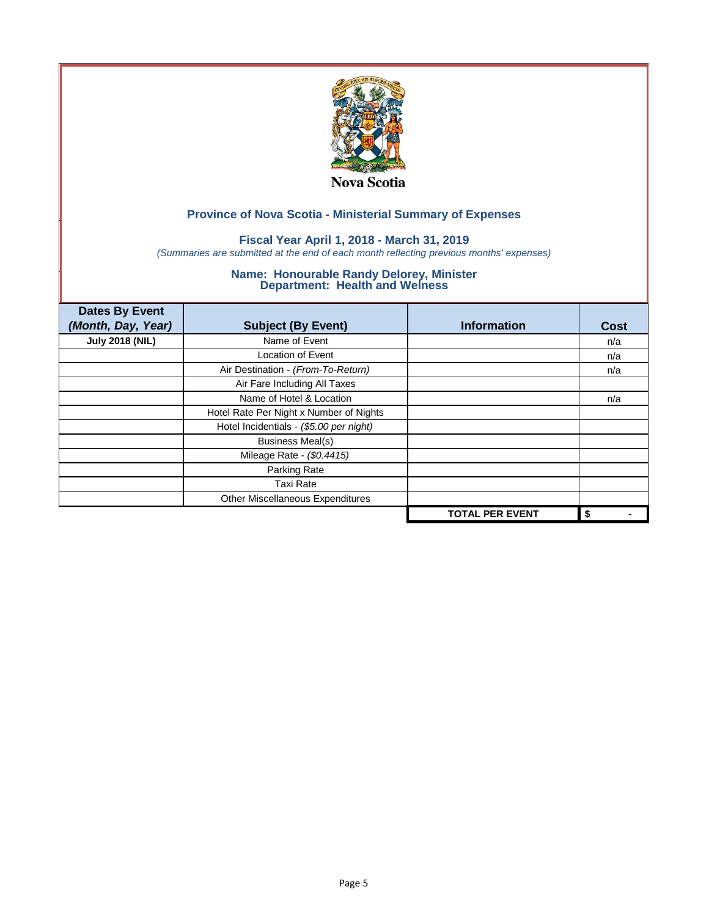Nova Scotia

## Province of Nova Scotia - Ministerial Summary of Expenses

### Fiscal Year April 1, 2018 - March 31, 2019

*(Summaries are submitted at the end of each month reflecting previous months' expenses)*

### Name: Honourable Randy Delorey, Minister
### Department: Health and Wellness

| Dates By Event *(Month, Day, Year)* | Subject (By Event) | Information | Cost |
|---|---|---|---|
| **July 2018 (NIL)** | Name of Event | | n/a |
| | Location of Event | | n/a |
| | Air Destination - *(From-To-Return)* | | n/a |
| | Air Fare Including All Taxes | | |
| | Name of Hotel & Location | | n/a |
| | Hotel Rate Per Night x Number of Nights | | |
| | Hotel Incidentials - *($5.00 per night)* | | |
| | Business Meal(s) | | |
| | Mileage Rate - *($0.4415)* | | |
| | Parking Rate | | |
| | Taxi Rate | | |
| | Other Miscellaneous Expenditures | | |
| | | **TOTAL PER EVENT** | **$ -** |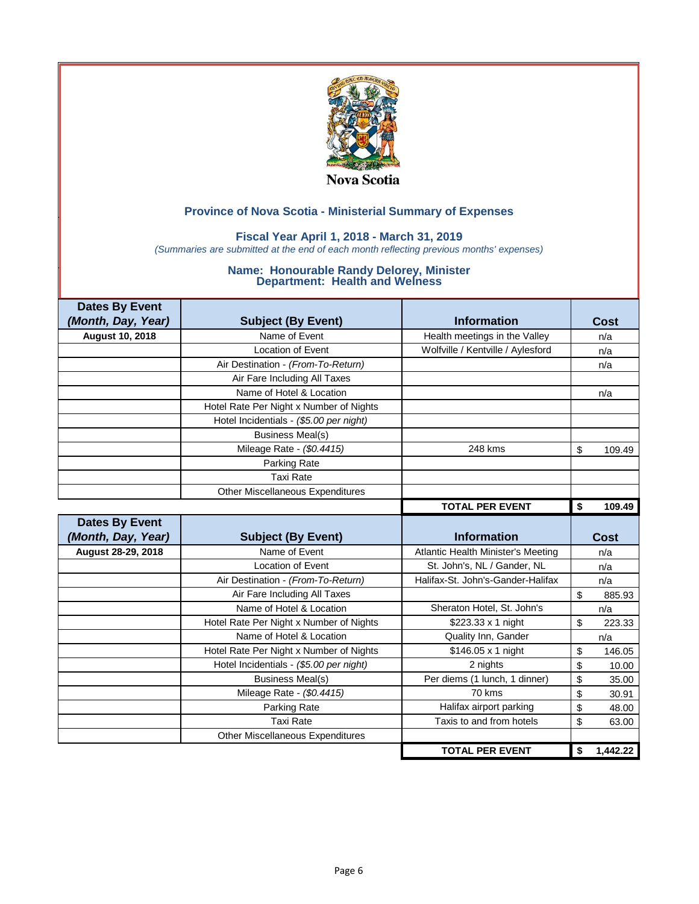Nova Scotia

## Province of Nova Scotia - Ministerial Summary of Expenses

### Fiscal Year April 1, 2018 - March 31, 2019

*(Summaries are submitted at the end of each month reflecting previous months' expenses)*

### Name: Honourable Randy Delorey, Minister
### Department: Health and Welness

| Dates By Event *(Month, Day, Year)* | Subject (By Event) | Information | Cost |
|---|---|---|---|
| **August 10, 2018** | Name of Event | Health meetings in the Valley | n/a |
| | Location of Event | Wolfville / Kentville / Aylesford | n/a |
| | Air Destination - *(From-To-Return)* | | n/a |
| | Air Fare Including All Taxes | | |
| | Name of Hotel & Location | | n/a |
| | Hotel Rate Per Night x Number of Nights | | |
| | Hotel Incidentials - *($5.00 per night)* | | |
| | Business Meal(s) | | |
| | Mileage Rate - *($0.4415)* | 248 kms | $ 109.49 |
| | Parking Rate | | |
| | Taxi Rate | | |
| | Other Miscellaneous Expenditures | | |
| | | **TOTAL PER EVENT** | **$ 109.49** |

| Dates By Event *(Month, Day, Year)* | Subject (By Event) | Information | Cost |
|---|---|---|---|
| **August 28-29, 2018** | Name of Event | Atlantic Health Minister's Meeting | n/a |
| | Location of Event | St. John's, NL / Gander, NL | n/a |
| | Air Destination - *(From-To-Return)* | Halifax-St. John's-Gander-Halifax | n/a |
| | Air Fare Including All Taxes | | $ 885.93 |
| | Name of Hotel & Location | Sheraton Hotel, St. John's | n/a |
| | Hotel Rate Per Night x Number of Nights | $223.33 x 1 night | $ 223.33 |
| | Name of Hotel & Location | Quality Inn, Gander | n/a |
| | Hotel Rate Per Night x Number of Nights | $146.05 x 1 night | $ 146.05 |
| | Hotel Incidentials - *($5.00 per night)* | 2 nights | $ 10.00 |
| | Business Meal(s) | Per diems (1 lunch, 1 dinner) | $ 35.00 |
| | Mileage Rate - *($0.4415)* | 70 kms | $ 30.91 |
| | Parking Rate | Halifax airport parking | $ 48.00 |
| | Taxi Rate | Taxis to and from hotels | $ 63.00 |
| | Other Miscellaneous Expenditures | | |
| | | **TOTAL PER EVENT** | **$ 1,442.22** |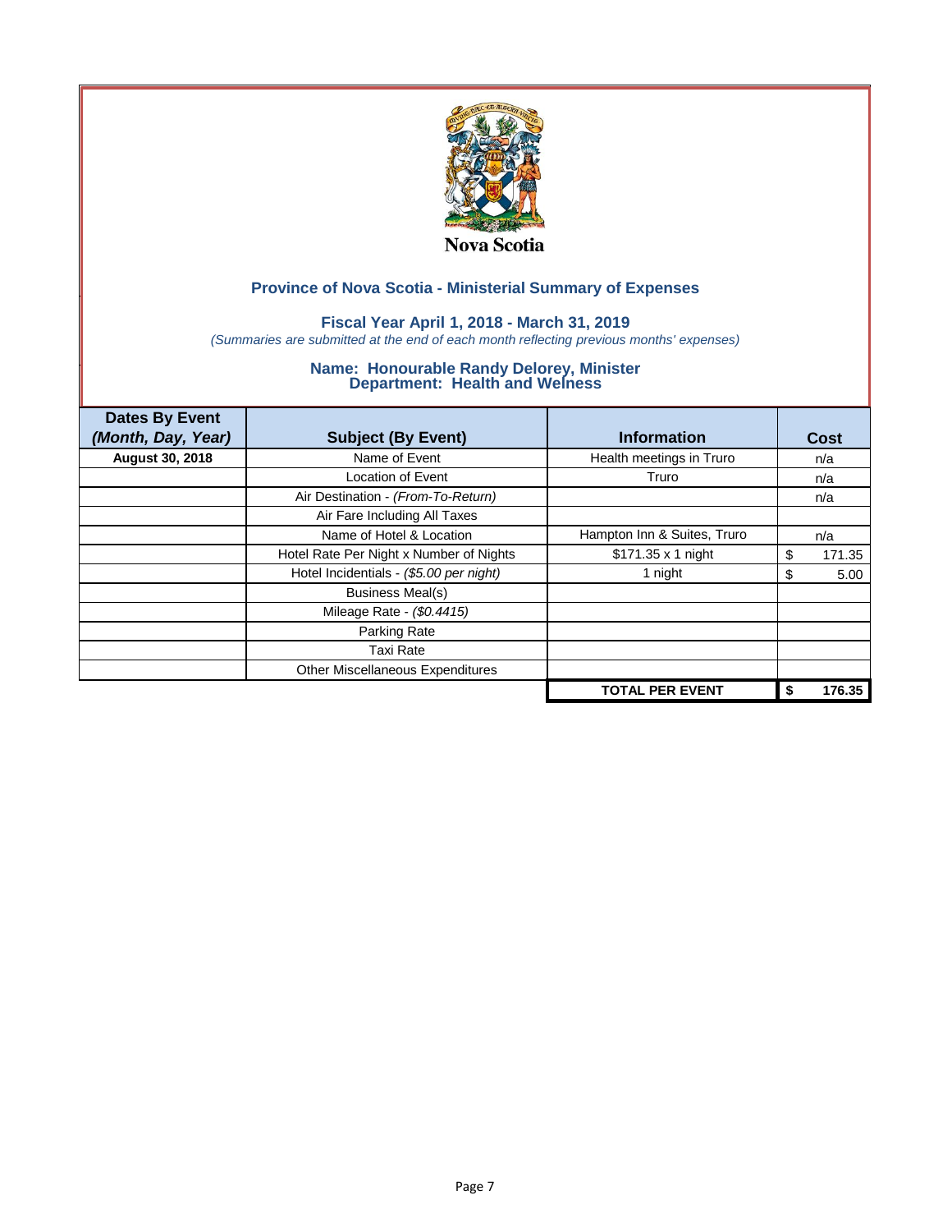Nova Scotia

## Province of Nova Scotia - Ministerial Summary of Expenses

### Fiscal Year April 1, 2018 - March 31, 2019

*(Summaries are submitted at the end of each month reflecting previous months' expenses)*

### Name: Honourable Randy Delorey, Minister
### Department: Health and Welness

| Dates By Event *(Month, Day, Year)* | Subject (By Event) | Information | Cost |
|---|---|---|---|
| **August 30, 2018** | Name of Event | Health meetings in Truro | n/a |
| | Location of Event | Truro | n/a |
| | Air Destination - *(From-To-Return)* | | n/a |
| | Air Fare Including All Taxes | | |
| | Name of Hotel & Location | Hampton Inn & Suites, Truro | n/a |
| | Hotel Rate Per Night x Number of Nights | $171.35 x 1 night | $ 171.35 |
| | Hotel Incidentials - *($5.00 per night)* | 1 night | $ 5.00 |
| | Business Meal(s) | | |
| | Mileage Rate - *($0.4415)* | | |
| | Parking Rate | | |
| | Taxi Rate | | |
| | Other Miscellaneous Expenditures | | |
| | | **TOTAL PER EVENT** | **$ 176.35** |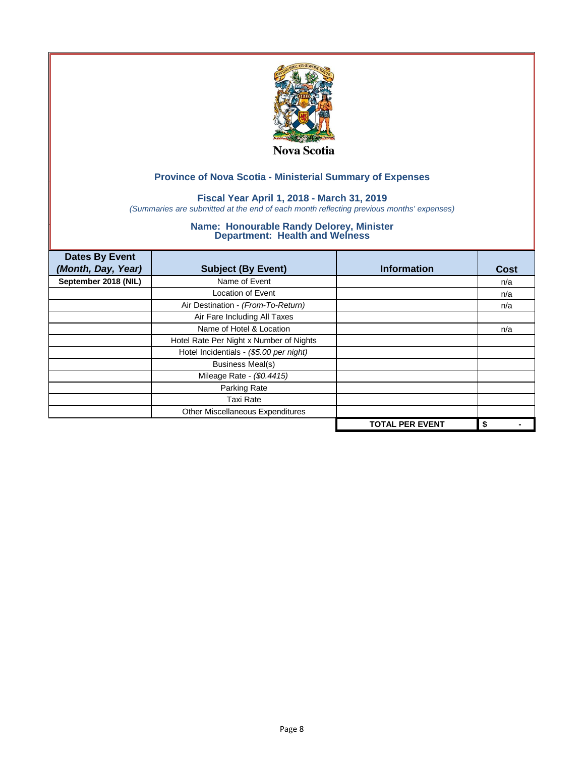Nova Scotia

## Province of Nova Scotia - Ministerial Summary of Expenses

### Fiscal Year April 1, 2018 - March 31, 2019

*(Summaries are submitted at the end of each month reflecting previous months' expenses)*

### Name: Honourable Randy Delorey, Minister
### Department: Health and Wellness

| Dates By Event *(Month, Day, Year)* | Subject (By Event) | Information | Cost |
|---|---|---|---|
| **September 2018 (NIL)** | Name of Event | | n/a |
| | Location of Event | | n/a |
| | Air Destination - *(From-To-Return)* | | n/a |
| | Air Fare Including All Taxes | | |
| | Name of Hotel & Location | | n/a |
| | Hotel Rate Per Night x Number of Nights | | |
| | Hotel Incidentials - *($5.00 per night)* | | |
| | Business Meal(s) | | |
| | Mileage Rate - *($0.4415)* | | |
| | Parking Rate | | |
| | Taxi Rate | | |
| | Other Miscellaneous Expenditures | | |
| | | **TOTAL PER EVENT** | **$ -** |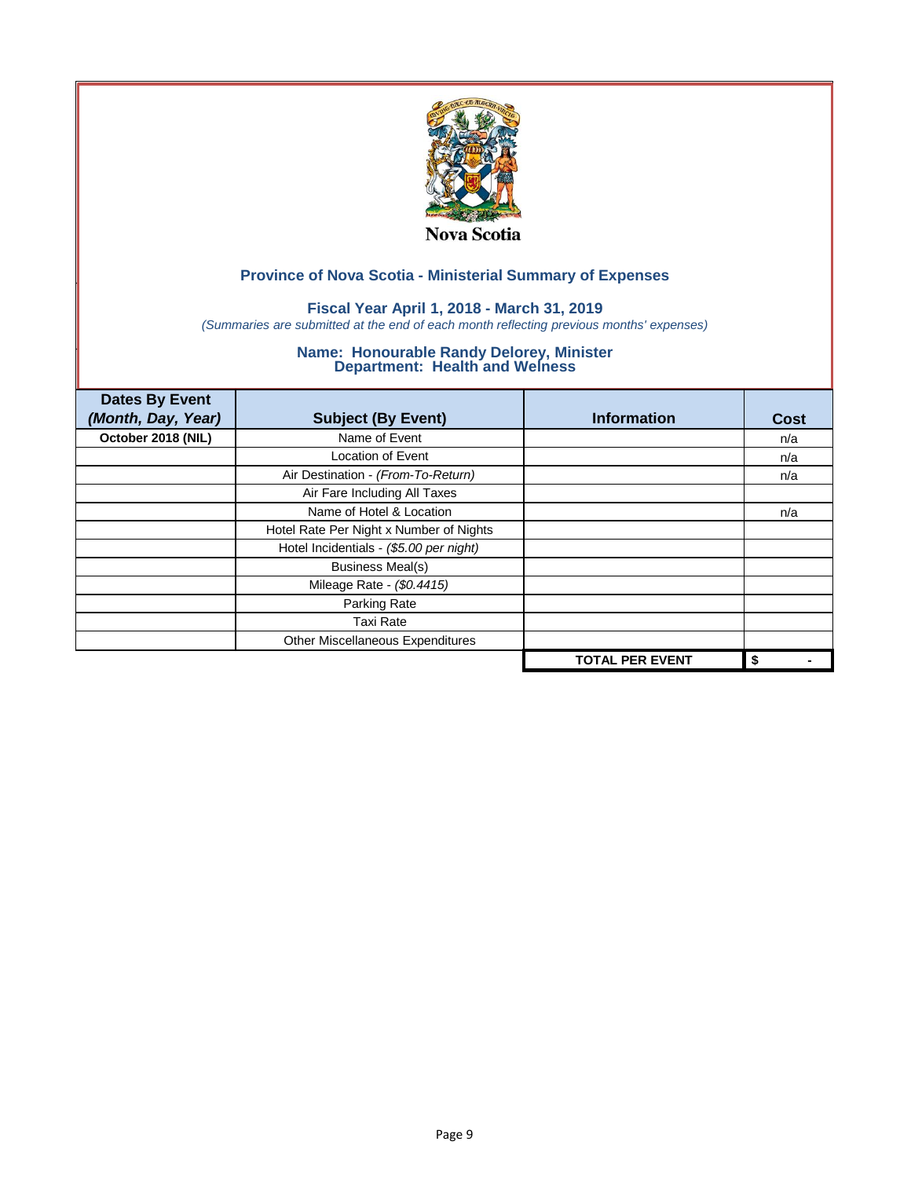Nova Scotia

## Province of Nova Scotia - Ministerial Summary of Expenses

### Fiscal Year April 1, 2018 - March 31, 2019

*(Summaries are submitted at the end of each month reflecting previous months' expenses)*

### Name: Honourable Randy Delorey, Minister
### Department: Health and Welness

| Dates By Event *(Month, Day, Year)* | Subject (By Event) | Information | Cost |
|---|---|---|---|
| **October 2018 (NIL)** | Name of Event | | n/a |
| | Location of Event | | n/a |
| | Air Destination - *(From-To-Return)* | | n/a |
| | Air Fare Including All Taxes | | |
| | Name of Hotel & Location | | n/a |
| | Hotel Rate Per Night x Number of Nights | | |
| | Hotel Incidentials - *($5.00 per night)* | | |
| | Business Meal(s) | | |
| | Mileage Rate - *($0.4415)* | | |
| | Parking Rate | | |
| | Taxi Rate | | |
| | Other Miscellaneous Expenditures | | |
| | | **TOTAL PER EVENT** | **$ -** |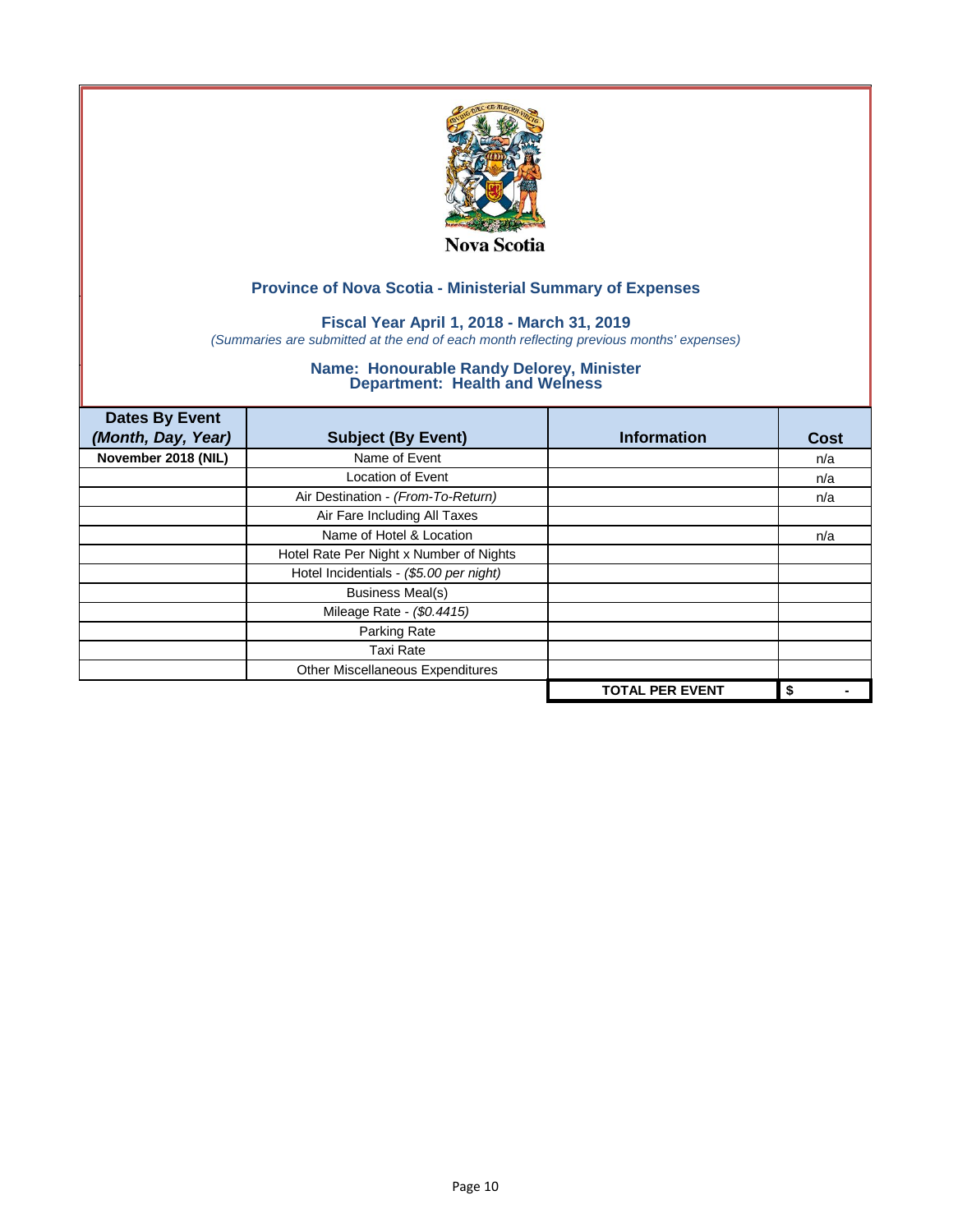Nova Scotia

## Province of Nova Scotia - Ministerial Summary of Expenses

### Fiscal Year April 1, 2018 - March 31, 2019

*(Summaries are submitted at the end of each month reflecting previous months' expenses)*

### Name: Honourable Randy Delorey, Minister
### Department: Health and Welness

| Dates By Event *(Month, Day, Year)* | Subject (By Event) | Information | Cost |
|---|---|---|---|
| **November 2018 (NIL)** | Name of Event | | n/a |
| | Location of Event | | n/a |
| | Air Destination - *(From-To-Return)* | | n/a |
| | Air Fare Including All Taxes | | |
| | Name of Hotel & Location | | n/a |
| | Hotel Rate Per Night x Number of Nights | | |
| | Hotel Incidentials - *($5.00 per night)* | | |
| | Business Meal(s) | | |
| | Mileage Rate - *($0.4415)* | | |
| | Parking Rate | | |
| | Taxi Rate | | |
| | Other Miscellaneous Expenditures | | |
| | | **TOTAL PER EVENT** | **$ -** |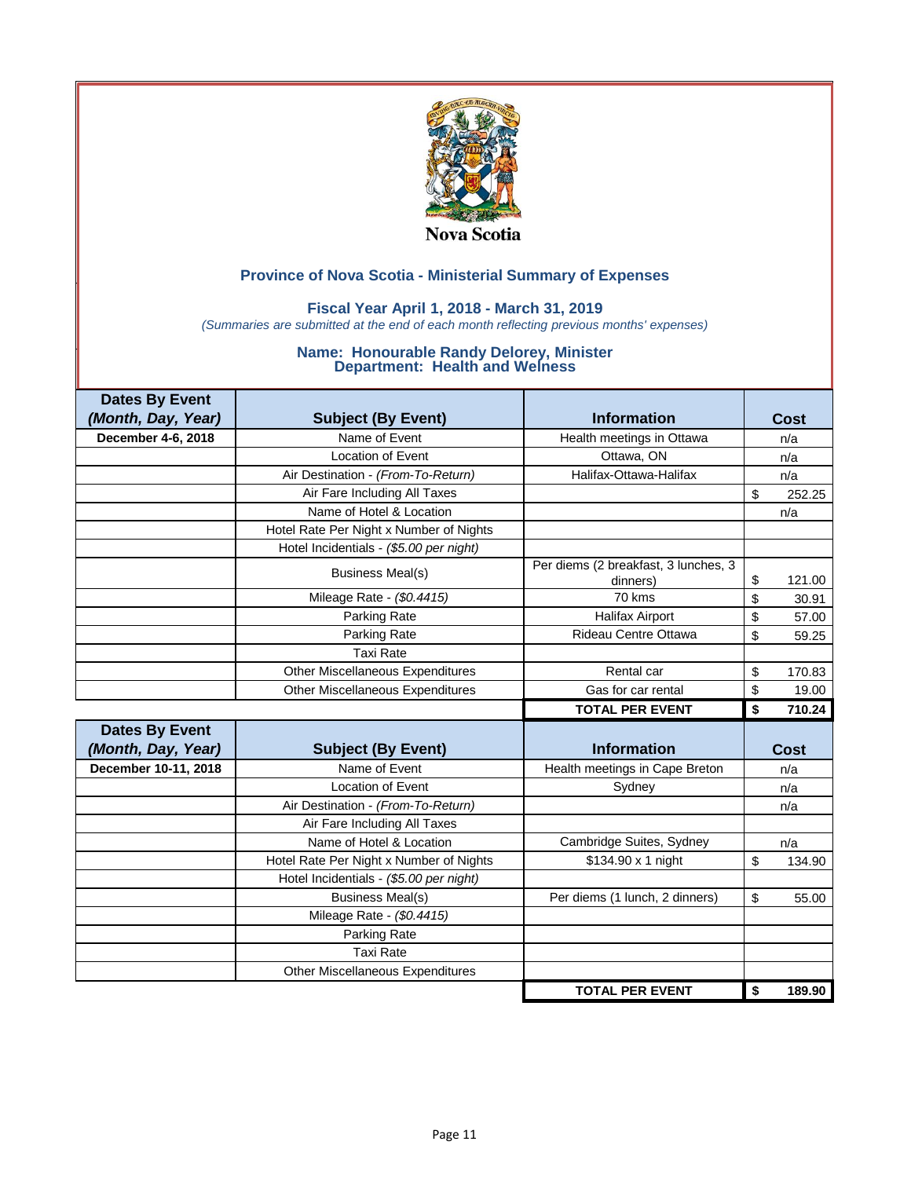Nova Scotia

## Province of Nova Scotia - Ministerial Summary of Expenses

### Fiscal Year April 1, 2018 - March 31, 2019

*(Summaries are submitted at the end of each month reflecting previous months' expenses)*

### Name: Honourable Randy Delorey, Minister
### Department: Health and Welness

| Dates By Event *(Month, Day, Year)* | Subject (By Event) | Information | Cost |
|---|---|---|---|
| **December 4-6, 2018** | Name of Event | Health meetings in Ottawa | n/a |
| | Location of Event | Ottawa, ON | n/a |
| | Air Destination - *(From-To-Return)* | Halifax-Ottawa-Halifax | n/a |
| | Air Fare Including All Taxes | | $ 252.25 |
| | Name of Hotel & Location | | n/a |
| | Hotel Rate Per Night x Number of Nights | | |
| | Hotel Incidentials - *($5.00 per night)* | | |
| | Business Meal(s) | Per diems (2 breakfast, 3 lunches, 3 dinners) | $ 121.00 |
| | Mileage Rate - *($0.4415)* | 70 kms | $ 30.91 |
| | Parking Rate | Halifax Airport | $ 57.00 |
| | Parking Rate | Rideau Centre Ottawa | $ 59.25 |
| | Taxi Rate | | |
| | Other Miscellaneous Expenditures | Rental car | $ 170.83 |
| | Other Miscellaneous Expenditures | Gas for car rental | $ 19.00 |
| | | **TOTAL PER EVENT** | **$ 710.24** |

| Dates By Event *(Month, Day, Year)* | Subject (By Event) | Information | Cost |
|---|---|---|---|
| **December 10-11, 2018** | Name of Event | Health meetings in Cape Breton | n/a |
| | Location of Event | Sydney | n/a |
| | Air Destination - *(From-To-Return)* | | n/a |
| | Air Fare Including All Taxes | | |
| | Name of Hotel & Location | Cambridge Suites, Sydney | n/a |
| | Hotel Rate Per Night x Number of Nights | $134.90 x 1 night | $ 134.90 |
| | Hotel Incidentials - *($5.00 per night)* | | |
| | Business Meal(s) | Per diems (1 lunch, 2 dinners) | $ 55.00 |
| | Mileage Rate - *($0.4415)* | | |
| | Parking Rate | | |
| | Taxi Rate | | |
| | Other Miscellaneous Expenditures | | |
| | | **TOTAL PER EVENT** | **$ 189.90** |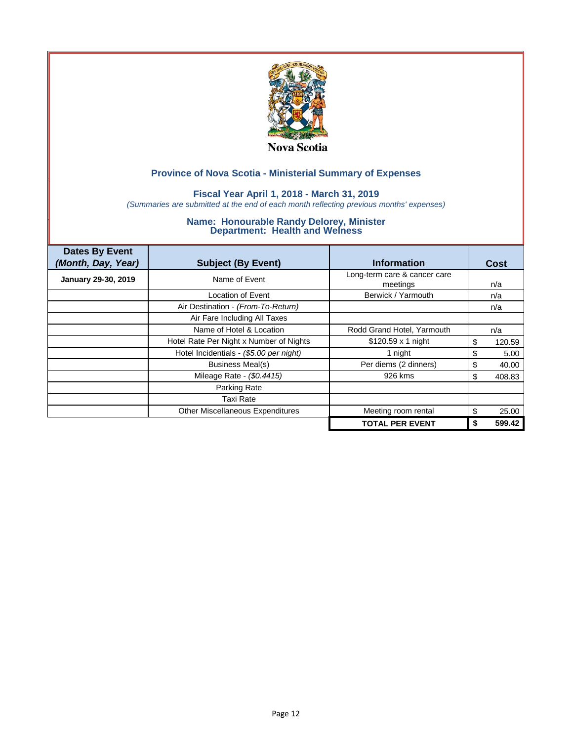Nova Scotia

## Province of Nova Scotia - Ministerial Summary of Expenses

### Fiscal Year April 1, 2018 - March 31, 2019

*(Summaries are submitted at the end of each month reflecting previous months' expenses)*

### Name: Honourable Randy Delorey, Minister
### Department: Health and Welness

| Dates By Event *(Month, Day, Year)* | Subject (By Event) | Information | Cost |
|---|---|---|---|
| **January 29-30, 2019** | Name of Event | Long-term care & cancer care meetings | n/a |
| | Location of Event | Berwick / Yarmouth | n/a |
| | Air Destination - *(From-To-Return)* | | n/a |
| | Air Fare Including All Taxes | | |
| | Name of Hotel & Location | Rodd Grand Hotel, Yarmouth | n/a |
| | Hotel Rate Per Night x Number of Nights | $120.59 x 1 night | $ 120.59 |
| | Hotel Incidentials - *($5.00 per night)* | 1 night | $ 5.00 |
| | Business Meal(s) | Per diems (2 dinners) | $ 40.00 |
| | Mileage Rate - *($0.4415)* | 926 kms | $ 408.83 |
| | Parking Rate | | |
| | Taxi Rate | | |
| | Other Miscellaneous Expenditures | Meeting room rental | $ 25.00 |
| | | **TOTAL PER EVENT** | **$ 599.42** |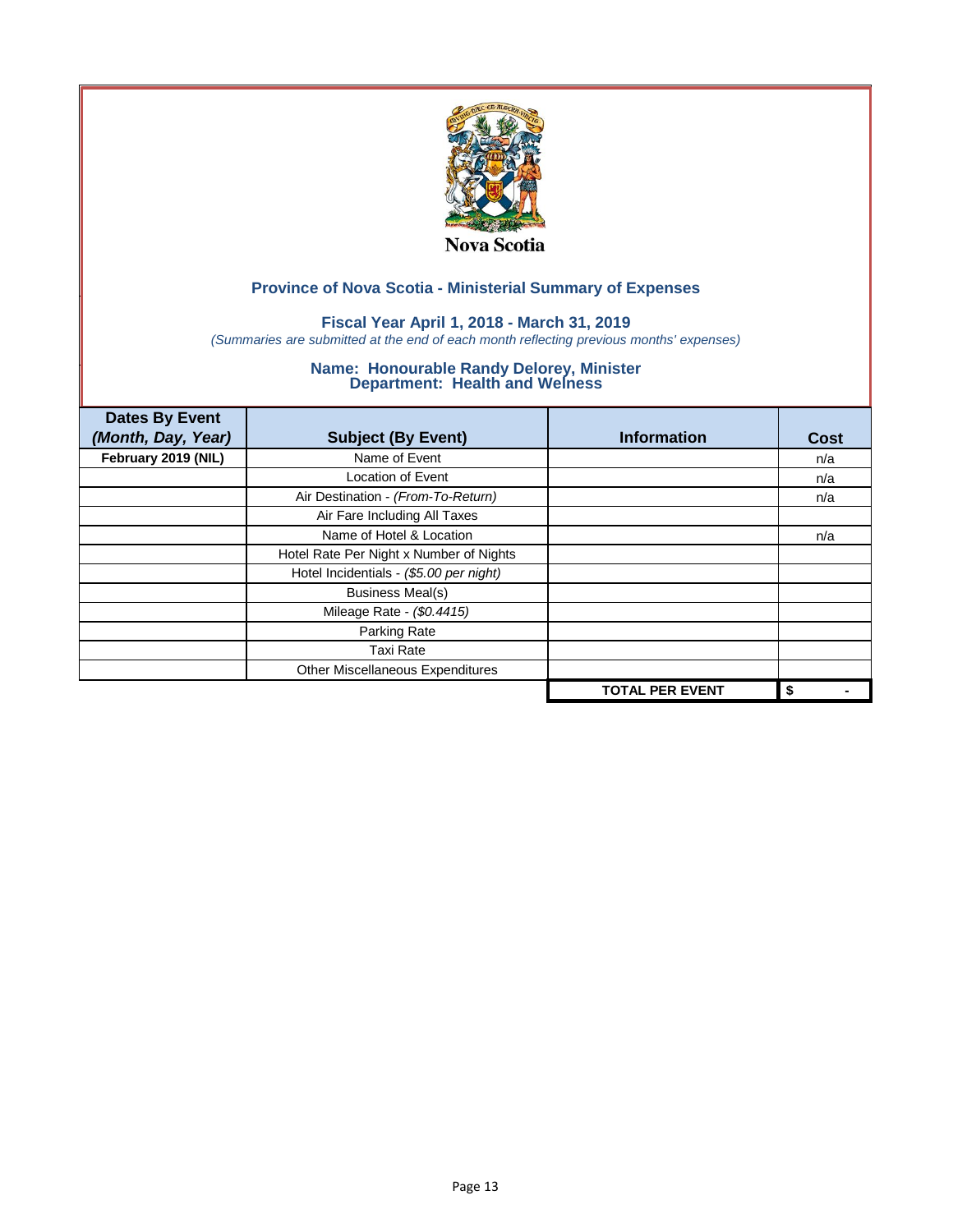Nova Scotia

## Province of Nova Scotia - Ministerial Summary of Expenses

### Fiscal Year April 1, 2018 - March 31, 2019

*(Summaries are submitted at the end of each month reflecting previous months' expenses)*

### Name: Honourable Randy Delorey, Minister
### Department: Health and Welness

| Dates By Event *(Month, Day, Year)* | Subject (By Event) | Information | Cost |
|---|---|---|---|
| February 2019 (NIL) | Name of Event | | n/a |
| | Location of Event | | n/a |
| | Air Destination - *(From-To-Return)* | | n/a |
| | Air Fare Including All Taxes | | |
| | Name of Hotel & Location | | n/a |
| | Hotel Rate Per Night x Number of Nights | | |
| | Hotel Incidentials - *($5.00 per night)* | | |
| | Business Meal(s) | | |
| | Mileage Rate - *($0.4415)* | | |
| | Parking Rate | | |
| | Taxi Rate | | |
| | Other Miscellaneous Expenditures | | |
| | | **TOTAL PER EVENT** | **$ -** |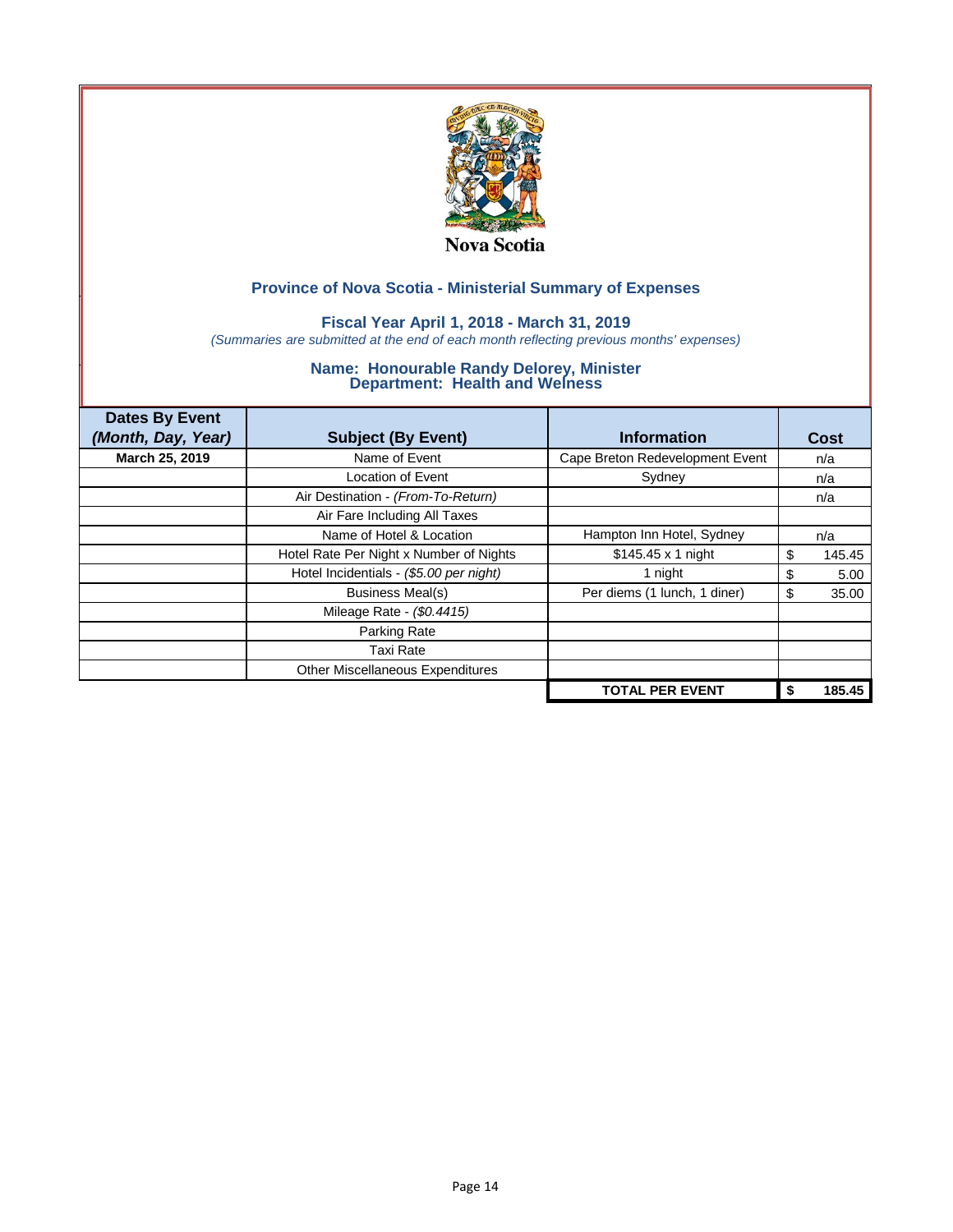Nova Scotia

## Province of Nova Scotia - Ministerial Summary of Expenses

### Fiscal Year April 1, 2018 - March 31, 2019

*(Summaries are submitted at the end of each month reflecting previous months' expenses)*

### Name: Honourable Randy Delorey, Minister
### Department: Health and Welness

| Dates By Event *(Month, Day, Year)* | Subject (By Event) | Information | Cost |
|---|---|---|---|
| **March 25, 2019** | Name of Event | Cape Breton Redevelopment Event | n/a |
| | Location of Event | Sydney | n/a |
| | Air Destination - *(From-To-Return)* | | n/a |
| | Air Fare Including All Taxes | | |
| | Name of Hotel & Location | Hampton Inn Hotel, Sydney | n/a |
| | Hotel Rate Per Night x Number of Nights | $145.45 x 1 night | $ 145.45 |
| | Hotel Incidentials - *($5.00 per night)* | 1 night | $ 5.00 |
| | Business Meal(s) | Per diems (1 lunch, 1 diner) | $ 35.00 |
| | Mileage Rate - *($0.4415)* | | |
| | Parking Rate | | |
| | Taxi Rate | | |
| | Other Miscellaneous Expenditures | | |
| | | **TOTAL PER EVENT** | **$ 185.45** |